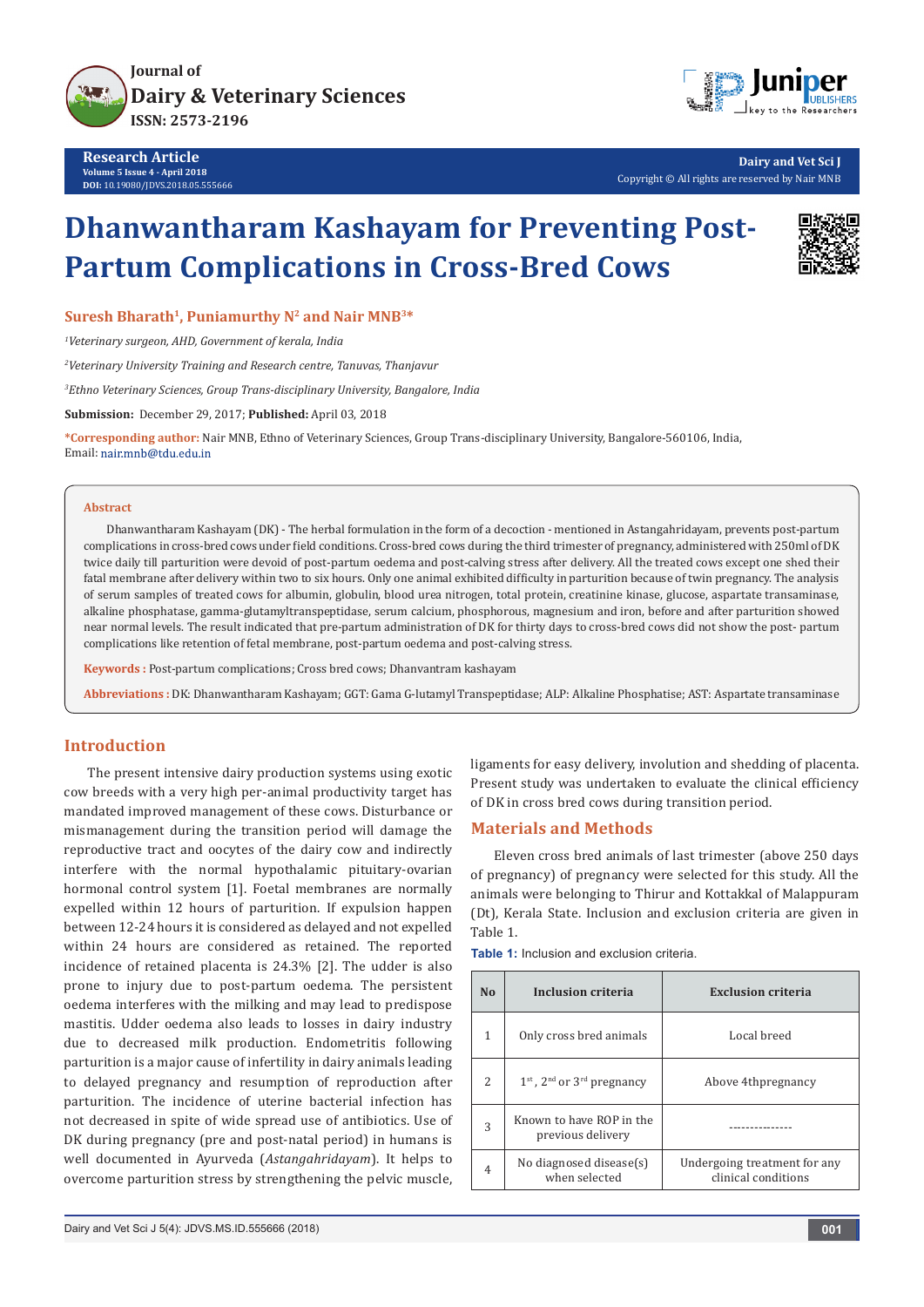Research Article

# Dhanwantharam Kashayam for Preventing Post-Partum Complications in Cross-Bred Cows

**Suresh Bharath[1], Puniamurthy N[2] and Nair MNB[3]***

*[1]Veterinary surgeon, AHD, Government of kerala, India*

*[2]Veterinary University Training and Research centre, Tanuvas, Thanjavur*

*[3]Ethno Veterinary Sciences, Group Trans-disciplinary University, Bangalore, India*

**Submission:** December 29, 2017; **Published:** April 03, 2018

***Corresponding author:** Nair MNB, Ethno of Veterinary Sciences, Group Trans-disciplinary University, Bangalore-560106, India, Email: nair.mnb@tdu.edu.in

## Abstract

Dhanwantharam Kashayam (DK) - The herbal formulation in the form of a decoction - mentioned in Astangahridayam, prevents post-partum complications in cross-bred cows under field conditions. Cross-bred cows during the third trimester of pregnancy, administered with 250ml of DK twice daily till parturition were devoid of post-partum oedema and post-calving stress after delivery. All the treated cows except one shed their fatal membrane after delivery within two to six hours. Only one animal exhibited difficulty in parturition because of twin pregnancy. The analysis of serum samples of treated cows for albumin, globulin, blood urea nitrogen, total protein, creatinine kinase, glucose, aspartate transaminase, alkaline phosphatase, gamma-glutamyltranspeptidase, serum calcium, phosphorous, magnesium and iron, before and after parturition showed near normal levels. The result indicated that pre-partum administration of DK for thirty days to cross-bred cows did not show the post- partum complications like retention of fetal membrane, post-partum oedema and post-calving stress.

**Keywords :** Post-partum complications; Cross bred cows; Dhanvantram kashayam

**Abbreviations :** DK: Dhanwantharam Kashayam; GGT: Gama G-lutamyl Transpeptidase; ALP: Alkaline Phosphatise; AST: Aspartate transaminase

## Introduction

The present intensive dairy production systems using exotic cow breeds with a very high per-animal productivity target has mandated improved management of these cows. Disturbance or mismanagement during the transition period will damage the reproductive tract and oocytes of the dairy cow and indirectly interfere with the normal hypothalamic pituitary-ovarian hormonal control system [1]. Foetal membranes are normally expelled within 12 hours of parturition. If expulsion happen between 12-24 hours it is considered as delayed and not expelled within 24 hours are considered as retained. The reported incidence of retained placenta is 24.3% [2]. The udder is also prone to injury due to post-partum oedema. The persistent oedema interferes with the milking and may lead to predispose mastitis. Udder oedema also leads to losses in dairy industry due to decreased milk production. Endometritis following parturition is a major cause of infertility in dairy animals leading to delayed pregnancy and resumption of reproduction after parturition. The incidence of uterine bacterial infection has not decreased in spite of wide spread use of antibiotics. Use of DK during pregnancy (pre and post-natal period) in humans is well documented in Ayurveda (*Astangahridayam*). It helps to overcome parturition stress by strengthening the pelvic muscle, ligaments for easy delivery, involution and shedding of placenta. Present study was undertaken to evaluate the clinical efficiency of DK in cross bred cows during transition period.

## Materials and Methods

Eleven cross bred animals of last trimester (above 250 days of pregnancy) of pregnancy were selected for this study. All the animals were belonging to Thirur and Kottakkal of Malappuram (Dt), Kerala State. Inclusion and exclusion criteria are given in Table 1.

**Table 1:** Inclusion and exclusion criteria.

| No | Inclusion criteria | Exclusion criteria |
|---|---|---|
| 1 | Only cross bred animals | Local breed |
| 2 | 1st, 2nd or 3rd pregnancy | Above 4thpregnancy |
| 3 | Known to have ROP in the previous delivery | --------------- |
| 4 | No diagnosed disease(s) when selected | Undergoing treatment for any clinical conditions |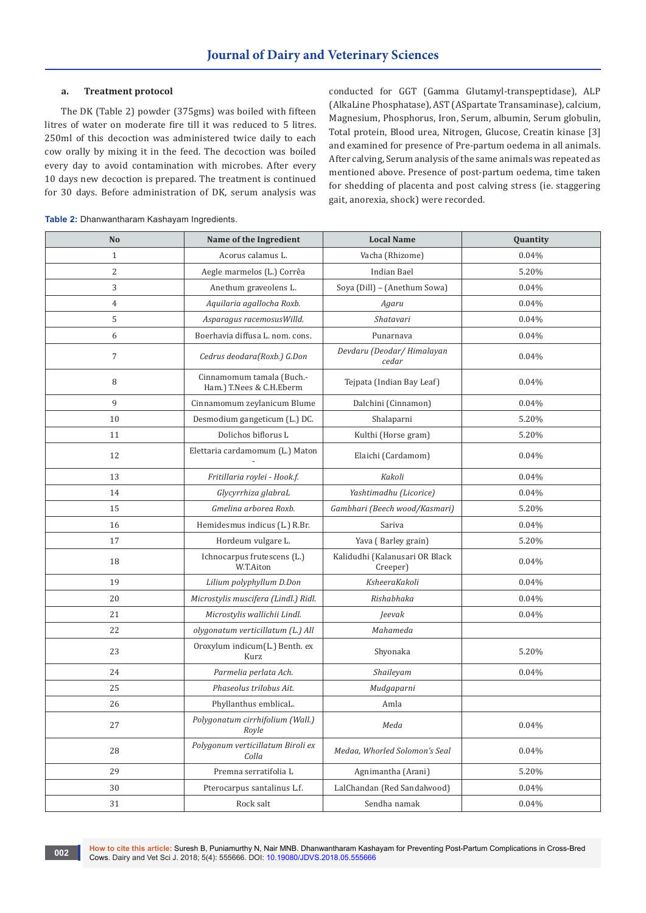### a. Treatment protocol

The DK (Table 2) powder (375gms) was boiled with fifteen litres of water on moderate fire till it was reduced to 5 litres. 250ml of this decoction was administered twice daily to each cow orally by mixing it in the feed. The decoction was boiled every day to avoid contamination with microbes. After every 10 days new decoction is prepared. The treatment is continued for 30 days. Before administration of DK, serum analysis was conducted for GGT (Gamma Glutamyl-transpeptidase), ALP (AlkaLine Phosphatase), AST (ASpartate Transaminase), calcium, Magnesium, Phosphorus, Iron, Serum, albumin, Serum globulin, Total protein, Blood urea, Nitrogen, Glucose, Creatin kinase [3] and examined for presence of Pre-partum oedema in all animals. After calving, Serum analysis of the same animals was repeated as mentioned above. Presence of post-partum oedema, time taken for shedding of placenta and post calving stress (ie. staggering gait, anorexia, shock) were recorded.

**Table 2:** Dhanwantharam Kashayam Ingredients.

| No | Name of the Ingredient | Local Name | Quantity |
|---|---|---|---|
| 1 | Acorus calamus L. | Vacha (Rhizome) | 0.04% |
| 2 | Aegle marmelos (L.) Corrêa | Indian Bael | 5.20% |
| 3 | Anethum graveolens L. | Soya (Dill) – (Anethum Sowa) | 0.04% |
| 4 | *Aquilaria agallocha Roxb.* | *Agaru* | 0.04% |
| 5 | *Asparagus racemosusWilld.* | *Shatavari* | 0.04% |
| 6 | Boerhavia diffusa L. nom. cons. | Punarnava | 0.04% |
| 7 | *Cedrus deodara(Roxb.) G.Don* | *Devdaru (Deodar/ Himalayan cedar* | 0.04% |
| 8 | Cinnamomum tamala (Buch.-Ham.) T.Nees & C.H.Eberm | Tejpata (Indian Bay Leaf) | 0.04% |
| 9 | Cinnamomum zeylanicum Blume | Dalchini (Cinnamon) | 0.04% |
| 10 | Desmodium gangeticum (L.) DC. | Shalaparni | 5.20% |
| 11 | Dolichos biflorus L | Kulthi (Horse gram) | 5.20% |
| 12 | Elettaria cardamomum (L.) Maton - | Elaichi (Cardamom) | 0.04% |
| 13 | *Fritillaria roylei - Hook.f.* | *Kakoli* | 0.04% |
| 14 | *Glycyrrhiza glabraL* | *Yashtimadhu (Licorice)* | 0.04% |
| 15 | *Gmelina arborea Roxb.* | *Gambhari (Beech wood/Kasmari)* | 5.20% |
| 16 | Hemidesmus indicus (L.) R.Br. | Sariva | 0.04% |
| 17 | Hordeum vulgare L. | Yava ( Barley grain) | 5.20% |
| 18 | Ichnocarpus frutescens (L.) W.T.Aiton | Kalidudhi (Kalanusari OR Black Creeper) | 0.04% |
| 19 | *Lilium polyphyllum D.Don* | *KsheeraKakoli* | 0.04% |
| 20 | *Microstylis muscifera (Lindl.) Ridl.* | *Rishabhaka* | 0.04% |
| 21 | *Microstylis wallichii Lindl.* | *Jeevak* | 0.04% |
| 22 | *olygonatum verticillatum (L.) All* | *Mahameda* | |
| 23 | Oroxylum indicum(L.) Benth. ex Kurz | Shyonaka | 5.20% |
| 24 | *Parmelia perlata Ach.* | *Shaileyam* | 0.04% |
| 25 | *Phaseolus trilobus Ait.* | *Mudgaparni* | |
| 26 | Phyllanthus emblicaL. | Amla | |
| 27 | *Polygonatum cirrhifolium (Wall.) Royle* | *Meda* | 0.04% |
| 28 | *Polygonum verticillatum Biroli ex Colla* | *Medaa, Whorled Solomon's Seal* | 0.04% |
| 29 | Premna serratifolia L | Agnimantha (Arani) | 5.20% |
| 30 | Pterocarpus santalinus L.f. | LalChandan (Red Sandalwood) | 0.04% |
| 31 | Rock salt | Sendha namak | 0.04% |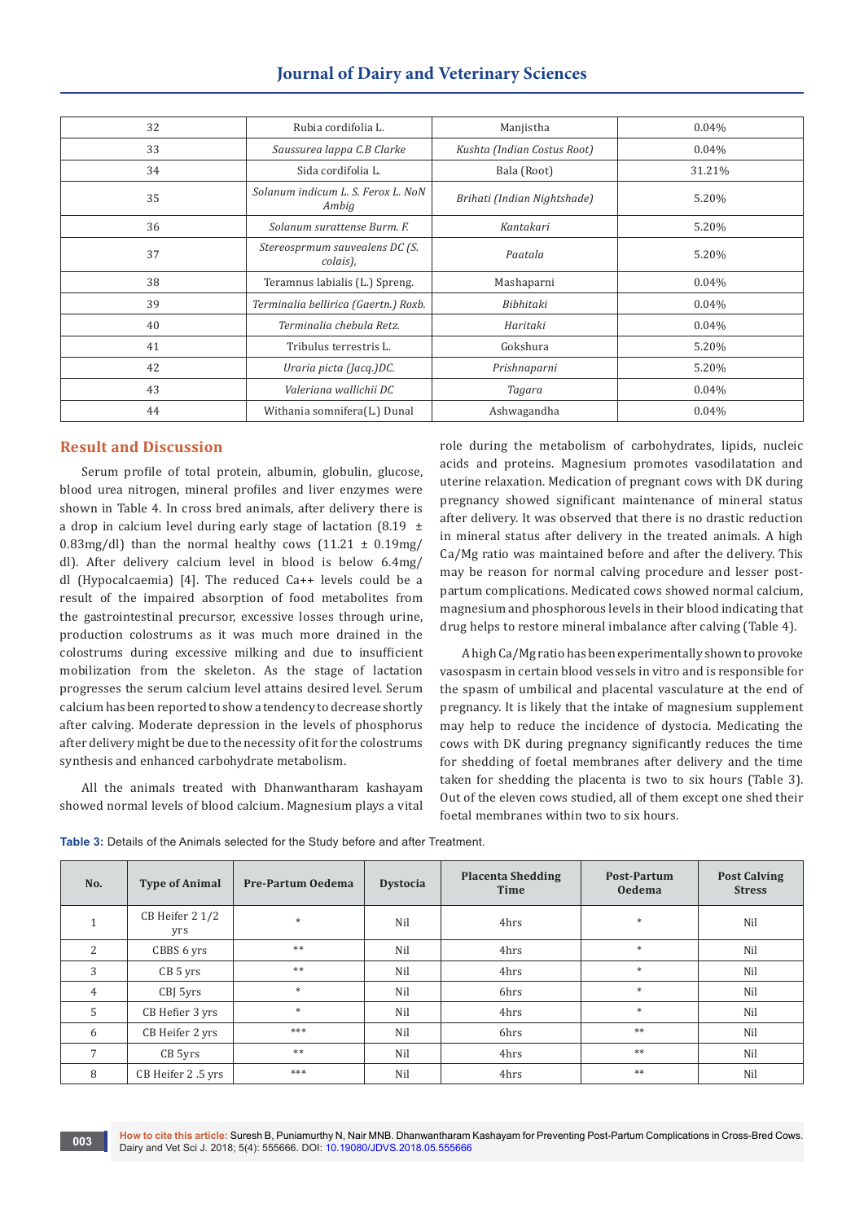| 32 | Rubia cordifolia L. | Manjistha | 0.04% |
|---|---|---|---|
| 33 | *Saussurea lappa C.B Clarke* | *Kushta (Indian Costus Root)* | 0.04% |
| 34 | Sida cordifolia L. | Bala (Root) | 31.21% |
| 35 | *Solanum indicum L. S. Ferox L. NoN Ambig* | *Brihati (Indian Nightshade)* | 5.20% |
| 36 | *Solanum surattense Burm. F.* | *Kantakari* | 5.20% |
| 37 | *Stereosprmum sauvealens DC (S. colais),* | *Paatala* | 5.20% |
| 38 | Teramnus labialis (L.) Spreng. | Mashaparni | 0.04% |
| 39 | *Terminalia bellirica (Gaertn.) Roxb.* | *Bibhitaki* | 0.04% |
| 40 | *Terminalia chebula Retz.* | *Haritaki* | 0.04% |
| 41 | Tribulus terrestris L. | Gokshura | 5.20% |
| 42 | *Uraria picta (Jacq.)DC.* | *Prishnaparni* | 5.20% |
| 43 | *Valeriana wallichii DC* | *Tagara* | 0.04% |
| 44 | Withania somnifera(L.) Dunal | Ashwagandha | 0.04% |

## Result and Discussion

Serum profile of total protein, albumin, globulin, glucose, blood urea nitrogen, mineral profiles and liver enzymes were shown in Table 4. In cross bred animals, after delivery there is a drop in calcium level during early stage of lactation (8.19 ± 0.83mg/dl) than the normal healthy cows (11.21 ± 0.19mg/dl). After delivery calcium level in blood is below 6.4mg/dl (Hypocalcaemia) [4]. The reduced Ca++ levels could be a result of the impaired absorption of food metabolites from the gastrointestinal precursor, excessive losses through urine, production colostrums as it was much more drained in the colostrums during excessive milking and due to insufficient mobilization from the skeleton. As the stage of lactation progresses the serum calcium level attains desired level. Serum calcium has been reported to show a tendency to decrease shortly after calving. Moderate depression in the levels of phosphorus after delivery might be due to the necessity of it for the colostrums synthesis and enhanced carbohydrate metabolism.

All the animals treated with Dhanwantharam kashayam showed normal levels of blood calcium. Magnesium plays a vital role during the metabolism of carbohydrates, lipids, nucleic acids and proteins. Magnesium promotes vasodilatation and uterine relaxation. Medication of pregnant cows with DK during pregnancy showed significant maintenance of mineral status after delivery. It was observed that there is no drastic reduction in mineral status after delivery in the treated animals. A high Ca/Mg ratio was maintained before and after the delivery. This may be reason for normal calving procedure and lesser post-partum complications. Medicated cows showed normal calcium, magnesium and phosphorous levels in their blood indicating that drug helps to restore mineral imbalance after calving (Table 4).

A high Ca/Mg ratio has been experimentally shown to provoke vasospasm in certain blood vessels in vitro and is responsible for the spasm of umbilical and placental vasculature at the end of pregnancy. It is likely that the intake of magnesium supplement may help to reduce the incidence of dystocia. Medicating the cows with DK during pregnancy significantly reduces the time for shedding of foetal membranes after delivery and the time taken for shedding the placenta is two to six hours (Table 3). Out of the eleven cows studied, all of them except one shed their foetal membranes within two to six hours.

**Table 3:** Details of the Animals selected for the Study before and after Treatment.

| No. | Type of Animal | Pre-Partum Oedema | Dystocia | Placenta Shedding Time | Post-Partum Oedema | Post Calving Stress |
|---|---|---|---|---|---|---|
| 1 | CB Heifer 2 1/2 yrs | * | Nil | 4hrs | * | Nil |
| 2 | CBBS 6 yrs | ** | Nil | 4hrs | * | Nil |
| 3 | CB 5 yrs | ** | Nil | 4hrs | * | Nil |
| 4 | CBJ 5yrs | * | Nil | 6hrs | * | Nil |
| 5 | CB Hefier 3 yrs | * | Nil | 4hrs | * | Nil |
| 6 | CB Heifer 2 yrs | *** | Nil | 6hrs | ** | Nil |
| 7 | CB 5yrs | ** | Nil | 4hrs | ** | Nil |
| 8 | CB Heifer 2 .5 yrs | *** | Nil | 4hrs | ** | Nil |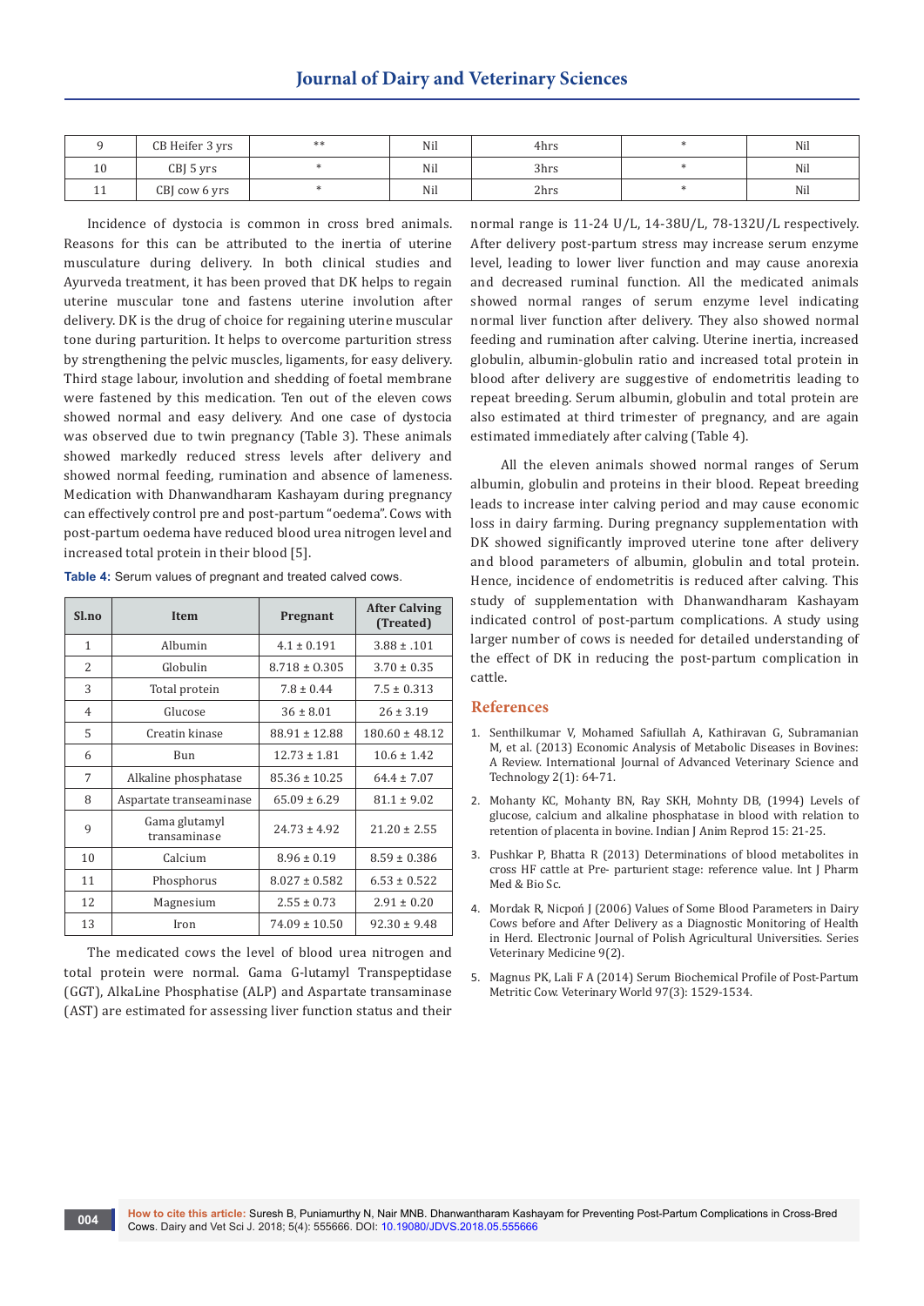| 9 | CB Heifer 3 yrs | ** | Nil | 4hrs | * | Nil |
|---|---|---|---|---|---|---|
| 10 | CBJ 5 yrs | * | Nil | 3hrs | * | Nil |
| 11 | CBJ cow 6 yrs | * | Nil | 2hrs | * | Nil |

Incidence of dystocia is common in cross bred animals. Reasons for this can be attributed to the inertia of uterine musculature during delivery. In both clinical studies and Ayurveda treatment, it has been proved that DK helps to regain uterine muscular tone and fastens uterine involution after delivery. DK is the drug of choice for regaining uterine muscular tone during parturition. It helps to overcome parturition stress by strengthening the pelvic muscles, ligaments, for easy delivery. Third stage labour, involution and shedding of foetal membrane were fastened by this medication. Ten out of the eleven cows showed normal and easy delivery. And one case of dystocia was observed due to twin pregnancy (Table 3). These animals showed markedly reduced stress levels after delivery and showed normal feeding, rumination and absence of lameness. Medication with Dhanwandharam Kashayam during pregnancy can effectively control pre and post-partum "oedema". Cows with post-partum oedema have reduced blood urea nitrogen level and increased total protein in their blood [5].

**Table 4:** Serum values of pregnant and treated calved cows.

| Sl.no | Item | Pregnant | After Calving (Treated) |
|---|---|---|---|
| 1 | Albumin | 4.1 ± 0.191 | 3.88 ± .101 |
| 2 | Globulin | 8.718 ± 0.305 | 3.70 ± 0.35 |
| 3 | Total protein | 7.8 ± 0.44 | 7.5 ± 0.313 |
| 4 | Glucose | 36 ± 8.01 | 26 ± 3.19 |
| 5 | Creatin kinase | 88.91 ± 12.88 | 180.60 ± 48.12 |
| 6 | Bun | 12.73 ± 1.81 | 10.6 ± 1.42 |
| 7 | Alkaline phosphatase | 85.36 ± 10.25 | 64.4 ± 7.07 |
| 8 | Aspartate transeaminase | 65.09 ± 6.29 | 81.1 ± 9.02 |
| 9 | Gama glutamyl transaminase | 24.73 ± 4.92 | 21.20 ± 2.55 |
| 10 | Calcium | 8.96 ± 0.19 | 8.59 ± 0.386 |
| 11 | Phosphorus | 8.027 ± 0.582 | 6.53 ± 0.522 |
| 12 | Magnesium | 2.55 ± 0.73 | 2.91 ± 0.20 |
| 13 | Iron | 74.09 ± 10.50 | 92.30 ± 9.48 |

The medicated cows the level of blood urea nitrogen and total protein were normal. Gama G-lutamyl Transpeptidase (GGT), AlkaLine Phosphatise (ALP) and Aspartate transaminase (AST) are estimated for assessing liver function status and their normal range is 11-24 U/L, 14-38U/L, 78-132U/L respectively. After delivery post-partum stress may increase serum enzyme level, leading to lower liver function and may cause anorexia and decreased ruminal function. All the medicated animals showed normal ranges of serum enzyme level indicating normal liver function after delivery. They also showed normal feeding and rumination after calving. Uterine inertia, increased globulin, albumin-globulin ratio and increased total protein in blood after delivery are suggestive of endometritis leading to repeat breeding. Serum albumin, globulin and total protein are also estimated at third trimester of pregnancy, and are again estimated immediately after calving (Table 4).

All the eleven animals showed normal ranges of Serum albumin, globulin and proteins in their blood. Repeat breeding leads to increase inter calving period and may cause economic loss in dairy farming. During pregnancy supplementation with DK showed significantly improved uterine tone after delivery and blood parameters of albumin, globulin and total protein. Hence, incidence of endometritis is reduced after calving. This study of supplementation with Dhanwandharam Kashayam indicated control of post-partum complications. A study using larger number of cows is needed for detailed understanding of the effect of DK in reducing the post-partum complication in cattle.

## References

1. Senthilkumar V, Mohamed Safiullah A, Kathiravan G, Subramanian M, et al. (2013) Economic Analysis of Metabolic Diseases in Bovines: A Review. International Journal of Advanced Veterinary Science and Technology 2(1): 64-71.
2. Mohanty KC, Mohanty BN, Ray SKH, Mohnty DB, (1994) Levels of glucose, calcium and alkaline phosphatase in blood with relation to retention of placenta in bovine. Indian J Anim Reprod 15: 21-25.
3. Pushkar P, Bhatta R (2013) Determinations of blood metabolites in cross HF cattle at Pre- parturient stage: reference value. Int J Pharm Med & Bio Sc.
4. Mordak R, Nicpoń J (2006) Values of Some Blood Parameters in Dairy Cows before and After Delivery as a Diagnostic Monitoring of Health in Herd. Electronic Journal of Polish Agricultural Universities. Series Veterinary Medicine 9(2).
5. Magnus PK, Lali F A (2014) Serum Biochemical Profile of Post-Partum Metritic Cow. Veterinary World 97(3): 1529-1534.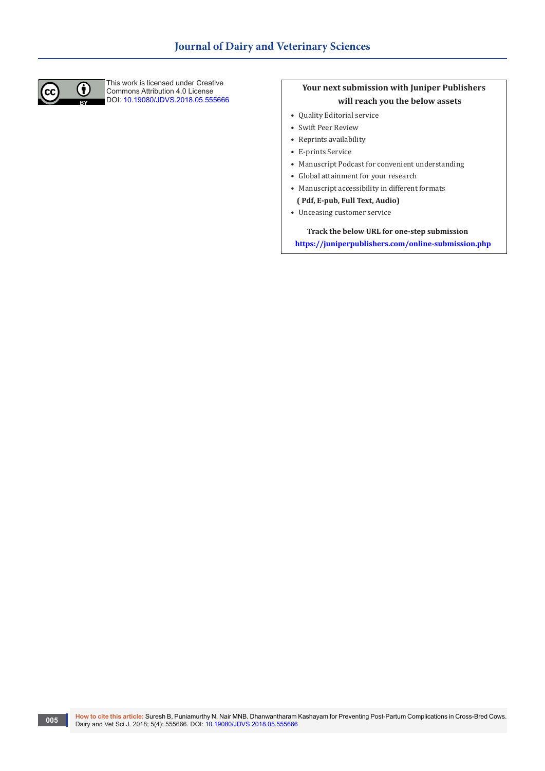This work is licensed under Creative Commons Attribution 4.0 License
DOI: 10.19080/JDVS.2018.05.555666

**Your next submission with Juniper Publishers will reach you the below assets**

- Quality Editorial service
- Swift Peer Review
- Reprints availability
- E-prints Service
- Manuscript Podcast for convenient understanding
- Global attainment for your research
- Manuscript accessibility in different formats

**( Pdf, E-pub, Full Text, Audio)**

- Unceasing customer service

**Track the below URL for one-step submission**

**https://juniperpublishers.com/online-submission.php**